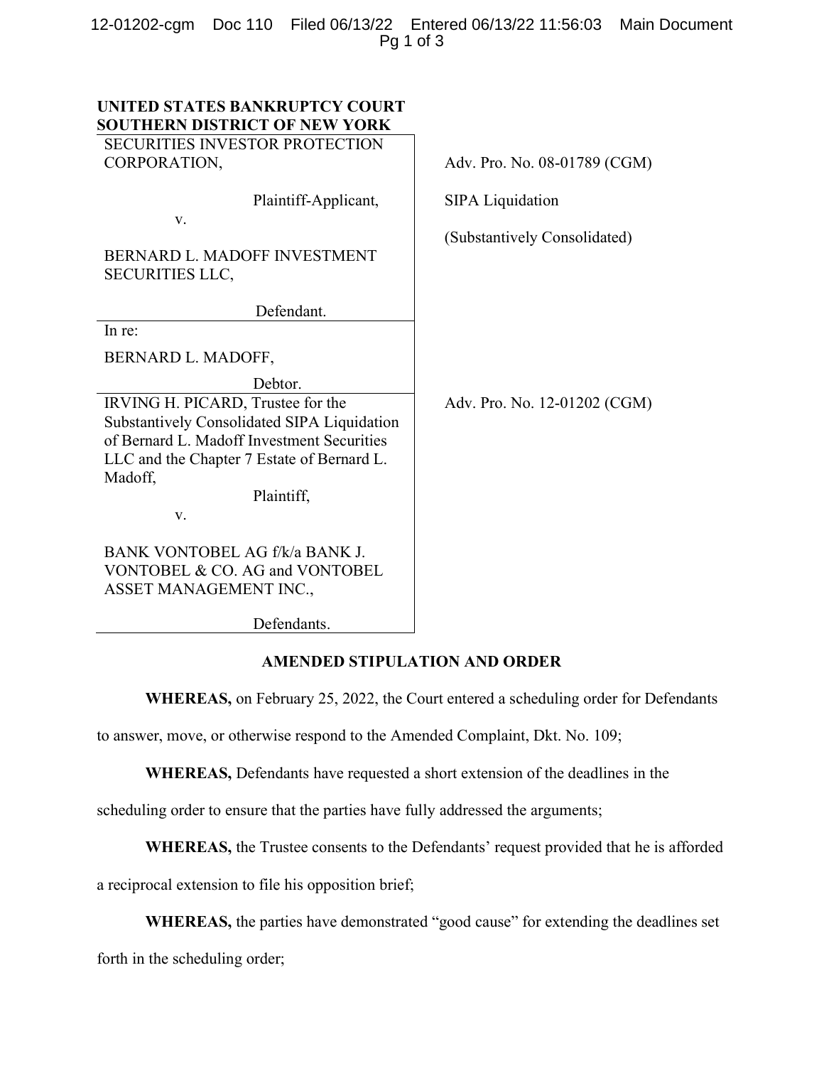**UNITED STATES BANKRUPTCY COURT**
**SOUTHERN DISTRICT OF NEW YORK**

| | |
|---|---|
| SECURITIES INVESTOR PROTECTION CORPORATION,<br><br>Plaintiff-Applicant,<br><br>v.<br><br>BERNARD L. MADOFF INVESTMENT SECURITIES LLC,<br><br>Defendant. | Adv. Pro. No. 08-01789 (CGM)<br><br>SIPA Liquidation<br><br>(Substantively Consolidated) |
| In re:<br><br>BERNARD L. MADOFF,<br><br>Debtor. | |
| IRVING H. PICARD, Trustee for the Substantively Consolidated SIPA Liquidation of Bernard L. Madoff Investment Securities LLC and the Chapter 7 Estate of Bernard L. Madoff,<br><br>Plaintiff,<br><br>v.<br><br>BANK VONTOBEL AG f/k/a BANK J. VONTOBEL & CO. AG and VONTOBEL ASSET MANAGEMENT INC.,<br><br>Defendants. | Adv. Pro. No. 12-01202 (CGM) |

**AMENDED STIPULATION AND ORDER**

**WHEREAS,** on February 25, 2022, the Court entered a scheduling order for Defendants to answer, move, or otherwise respond to the Amended Complaint, Dkt. No. 109;

**WHEREAS,** Defendants have requested a short extension of the deadlines in the scheduling order to ensure that the parties have fully addressed the arguments;

**WHEREAS,** the Trustee consents to the Defendants' request provided that he is afforded a reciprocal extension to file his opposition brief;

**WHEREAS,** the parties have demonstrated "good cause" for extending the deadlines set forth in the scheduling order;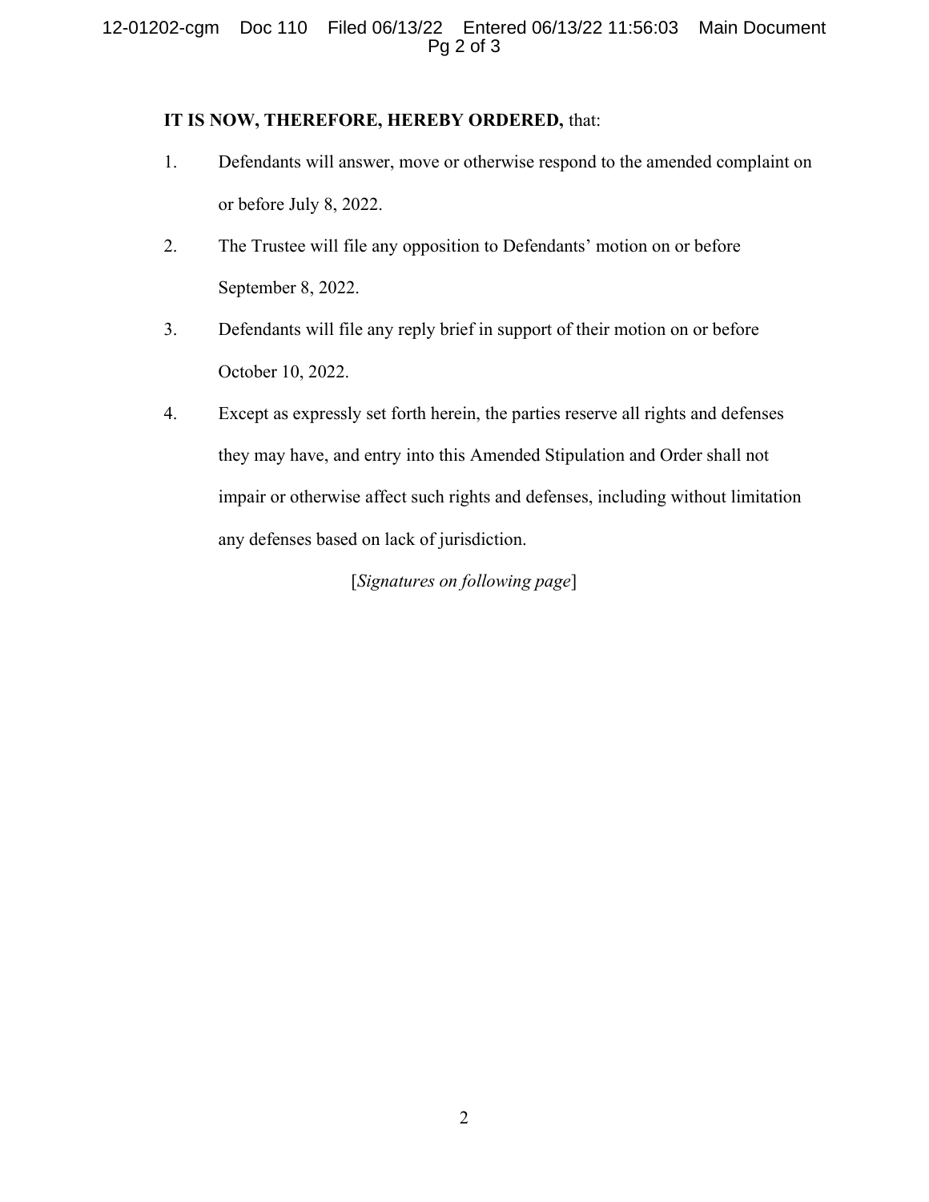**IT IS NOW, THEREFORE, HEREBY ORDERED,** that:

1. Defendants will answer, move or otherwise respond to the amended complaint on or before July 8, 2022.

2. The Trustee will file any opposition to Defendants' motion on or before September 8, 2022.

3. Defendants will file any reply brief in support of their motion on or before October 10, 2022.

4. Except as expressly set forth herein, the parties reserve all rights and defenses they may have, and entry into this Amended Stipulation and Order shall not impair or otherwise affect such rights and defenses, including without limitation any defenses based on lack of jurisdiction.

[*Signatures on following page*]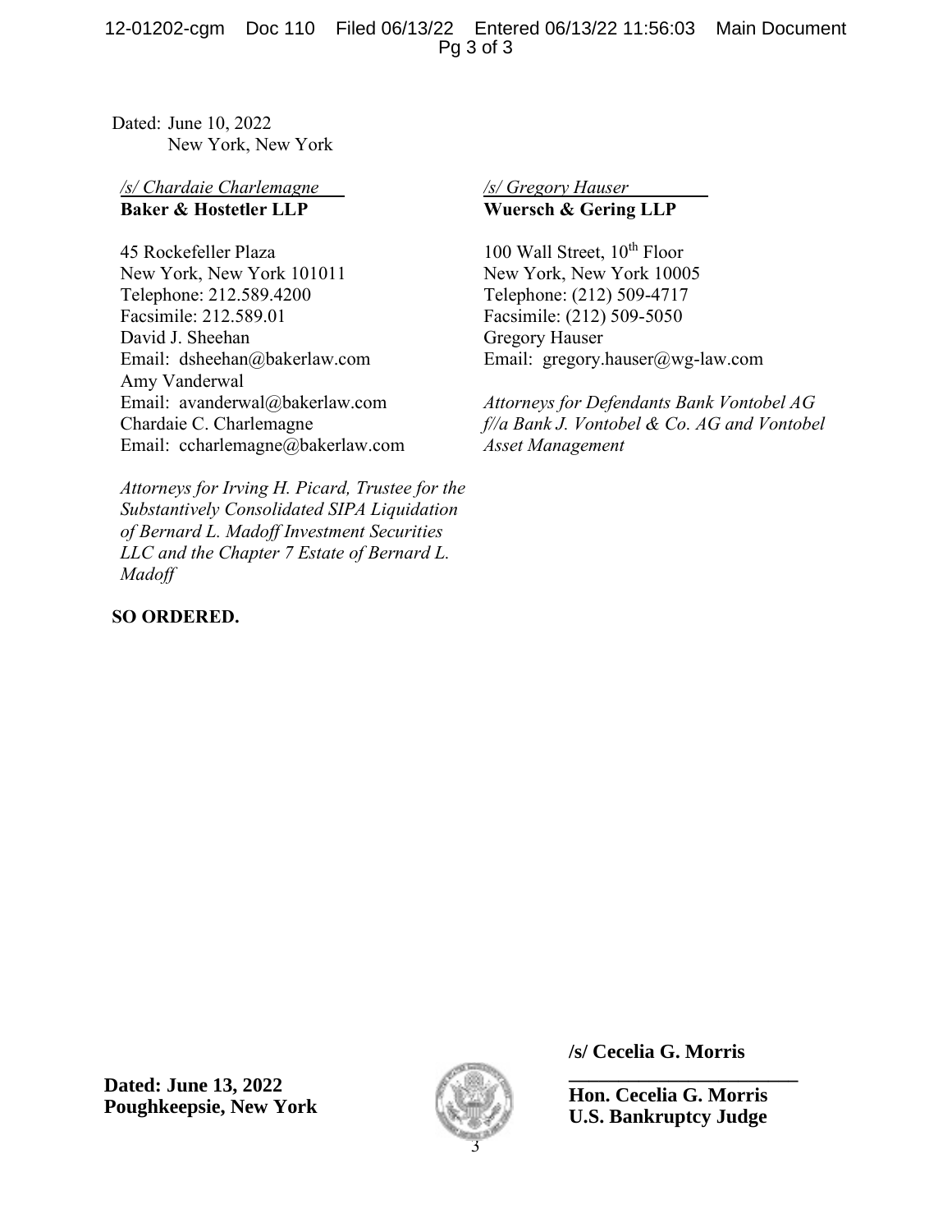Dated: June 10, 2022
New York, New York

*/s/ Chardaie Charlemagne*
**Baker & Hostetler LLP**

45 Rockefeller Plaza
New York, New York 101011
Telephone: 212.589.4200
Facsimile: 212.589.01
David J. Sheehan
Email: dsheehan@bakerlaw.com
Amy Vanderwal
Email: avanderwal@bakerlaw.com
Chardaie C. Charlemagne
Email: ccharlemagne@bakerlaw.com

*Attorneys for Irving H. Picard, Trustee for the Substantively Consolidated SIPA Liquidation of Bernard L. Madoff Investment Securities LLC and the Chapter 7 Estate of Bernard L. Madoff*

*/s/ Gregory Hauser*
**Wuersch & Gering LLP**

100 Wall Street, 10th Floor
New York, New York 10005
Telephone: (212) 509-4717
Facsimile: (212) 509-5050
Gregory Hauser
Email: gregory.hauser@wg-law.com

*Attorneys for Defendants Bank Vontobel AG f//a Bank J. Vontobel & Co. AG and Vontobel Asset Management*

**SO ORDERED.**

**Dated: June 13, 2022**
**Poughkeepsie, New York**

**/s/ Cecelia G. Morris**
**\_\_\_\_\_\_\_\_\_\_\_\_\_\_\_\_\_\_\_\_\_\_\_**
**Hon. Cecelia G. Morris**
**U.S. Bankruptcy Judge**